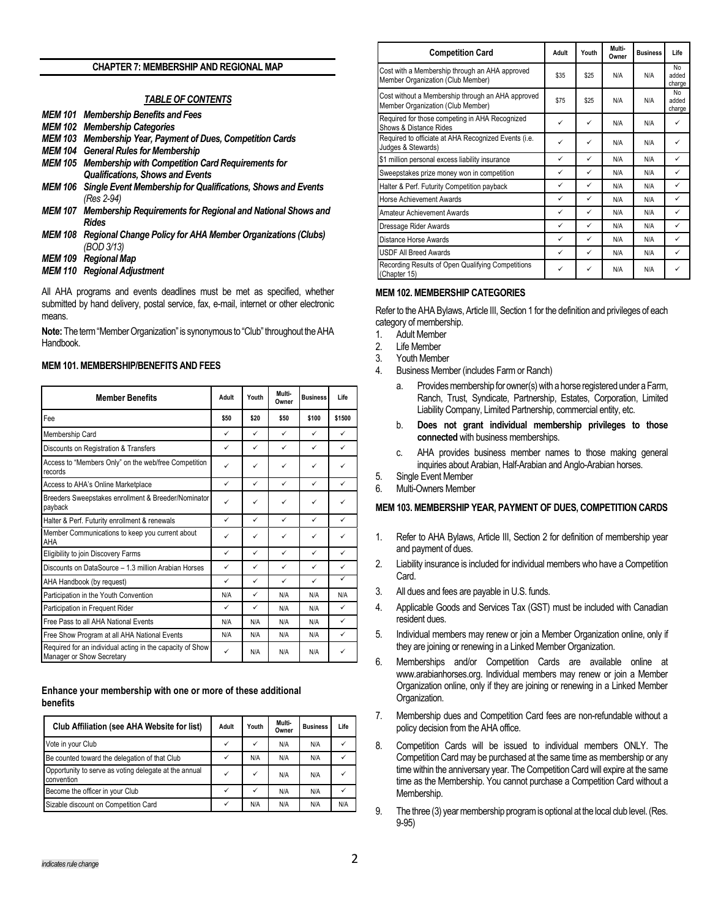## CHAPTER 7: MEMBERSHIP AND REGIONAL MAP

### *TABLE OF CONTENTS*

***MEM 101 Membership Benefits and Fees***
***MEM 102 Membership Categories***
***MEM 103 Membership Year, Payment of Dues, Competition Cards***
***MEM 104 General Rules for Membership***
***MEM 105 Membership with Competition Card Requirements for Qualifications, Shows and Events***
***MEM 106 Single Event Membership for Qualifications, Shows and Events** (Res 2-94)*
***MEM 107 Membership Requirements for Regional and National Shows and Rides***
***MEM 108 Regional Change Policy for AHA Member Organizations (Clubs)** (BOD 3/13)*
***MEM 109 Regional Map***
***MEM 110 Regional Adjustment***

All AHA programs and events deadlines must be met as specified, whether submitted by hand delivery, postal service, fax, e-mail, internet or other electronic means.

**Note:** The term "Member Organization" is synonymous to "Club" throughout the AHA Handbook.

### MEM 101. MEMBERSHIP/BENEFITS AND FEES

| Member Benefits | Adult | Youth | Multi-Owner | Business | Life |
|---|---|---|---|---|---|
| Fee | $50 | $20 | $50 | $100 | $1500 |
| Membership Card | ✓ | ✓ | ✓ | ✓ | ✓ |
| Discounts on Registration & Transfers | ✓ | ✓ | ✓ | ✓ | ✓ |
| Access to "Members Only" on the web/free Competition records | ✓ | ✓ | ✓ | ✓ | ✓ |
| Access to AHA's Online Marketplace | ✓ | ✓ | ✓ | ✓ | ✓ |
| Breeders Sweepstakes enrollment & Breeder/Nominator payback | ✓ | ✓ | ✓ | ✓ | ✓ |
| Halter & Perf. Futurity enrollment & renewals | ✓ | ✓ | ✓ | ✓ | ✓ |
| Member Communications to keep you current about AHA | ✓ | ✓ | ✓ | ✓ | ✓ |
| Eligibility to join Discovery Farms | ✓ | ✓ | ✓ | ✓ | ✓ |
| Discounts on DataSource – 1.3 million Arabian Horses | ✓ | ✓ | ✓ | ✓ | ✓ |
| AHA Handbook (by request) | ✓ | ✓ | ✓ | ✓ | ✓ |
| Participation in the Youth Convention | N/A | ✓ | N/A | N/A | N/A |
| Participation in Frequent Rider | ✓ | ✓ | N/A | N/A | ✓ |
| Free Pass to all AHA National Events | N/A | N/A | N/A | N/A | ✓ |
| Free Show Program at all AHA National Events | N/A | N/A | N/A | N/A | ✓ |
| Required for an individual acting in the capacity of Show Manager or Show Secretary | ✓ | N/A | N/A | N/A | ✓ |

**Enhance your membership with one or more of these additional benefits**

| Club Affiliation (see AHA Website for list) | Adult | Youth | Multi-Owner | Business | Life |
|---|---|---|---|---|---|
| Vote in your Club | ✓ | ✓ | N/A | N/A | ✓ |
| Be counted toward the delegation of that Club | ✓ | N/A | N/A | N/A | ✓ |
| Opportunity to serve as voting delegate at the annual convention | ✓ | ✓ | N/A | N/A | ✓ |
| Become the officer in your Club | ✓ | ✓ | N/A | N/A | ✓ |
| Sizable discount on Competition Card | ✓ | N/A | N/A | N/A | N/A |

| Competition Card | Adult | Youth | Multi-Owner | Business | Life |
|---|---|---|---|---|---|
| Cost with a Membership through an AHA approved Member Organization (Club Member) | $35 | $25 | N/A | N/A | No added charge |
| Cost without a Membership through an AHA approved Member Organization (Club Member) | $75 | $25 | N/A | N/A | No added charge |
| Required for those competing in AHA Recognized Shows & Distance Rides | ✓ | ✓ | N/A | N/A | ✓ |
| Required to officiate at AHA Recognized Events (i.e. Judges & Stewards) | ✓ | ✓ | N/A | N/A | ✓ |
| $1 million personal excess liability insurance | ✓ | ✓ | N/A | N/A | ✓ |
| Sweepstakes prize money won in competition | ✓ | ✓ | N/A | N/A | ✓ |
| Halter & Perf. Futurity Competition payback | ✓ | ✓ | N/A | N/A | ✓ |
| Horse Achievement Awards | ✓ | ✓ | N/A | N/A | ✓ |
| Amateur Achievement Awards | ✓ | ✓ | N/A | N/A | ✓ |
| Dressage Rider Awards | ✓ | ✓ | N/A | N/A | ✓ |
| Distance Horse Awards | ✓ | ✓ | N/A | N/A | ✓ |
| USDF All Breed Awards | ✓ | ✓ | N/A | N/A | ✓ |
| Recording Results of Open Qualifying Competitions (Chapter 15) | ✓ | ✓ | N/A | N/A | ✓ |

### MEM 102. MEMBERSHIP CATEGORIES

Refer to the AHA Bylaws, Article III, Section 1 for the definition and privileges of each category of membership.

1. Adult Member
2. Life Member
3. Youth Member
4. Business Member (includes Farm or Ranch)
   a. Provides membership for owner(s) with a horse registered under a Farm, Ranch, Trust, Syndicate, Partnership, Estates, Corporation, Limited Liability Company, Limited Partnership, commercial entity, etc.
   b. **Does not grant individual membership privileges to those connected** with business memberships.
   c. AHA provides business member names to those making general inquiries about Arabian, Half-Arabian and Anglo-Arabian horses.
5. Single Event Member
6. Multi-Owners Member

### MEM 103. MEMBERSHIP YEAR, PAYMENT OF DUES, COMPETITION CARDS

1. Refer to AHA Bylaws, Article III, Section 2 for definition of membership year and payment of dues.
2. Liability insurance is included for individual members who have a Competition Card.
3. All dues and fees are payable in U.S. funds.
4. Applicable Goods and Services Tax (GST) must be included with Canadian resident dues.
5. Individual members may renew or join a Member Organization online, only if they are joining or renewing in a Linked Member Organization.
6. Memberships and/or Competition Cards are available online at www.arabianhorses.org. Individual members may renew or join a Member Organization online, only if they are joining or renewing in a Linked Member Organization.
7. Membership dues and Competition Card fees are non-refundable without a policy decision from the AHA office.
8. Competition Cards will be issued to individual members ONLY. The Competition Card may be purchased at the same time as membership or any time within the anniversary year. The Competition Card will expire at the same time as the Membership. You cannot purchase a Competition Card without a Membership.
9. The three (3) year membership program is optional at the local club level. (Res. 9-95)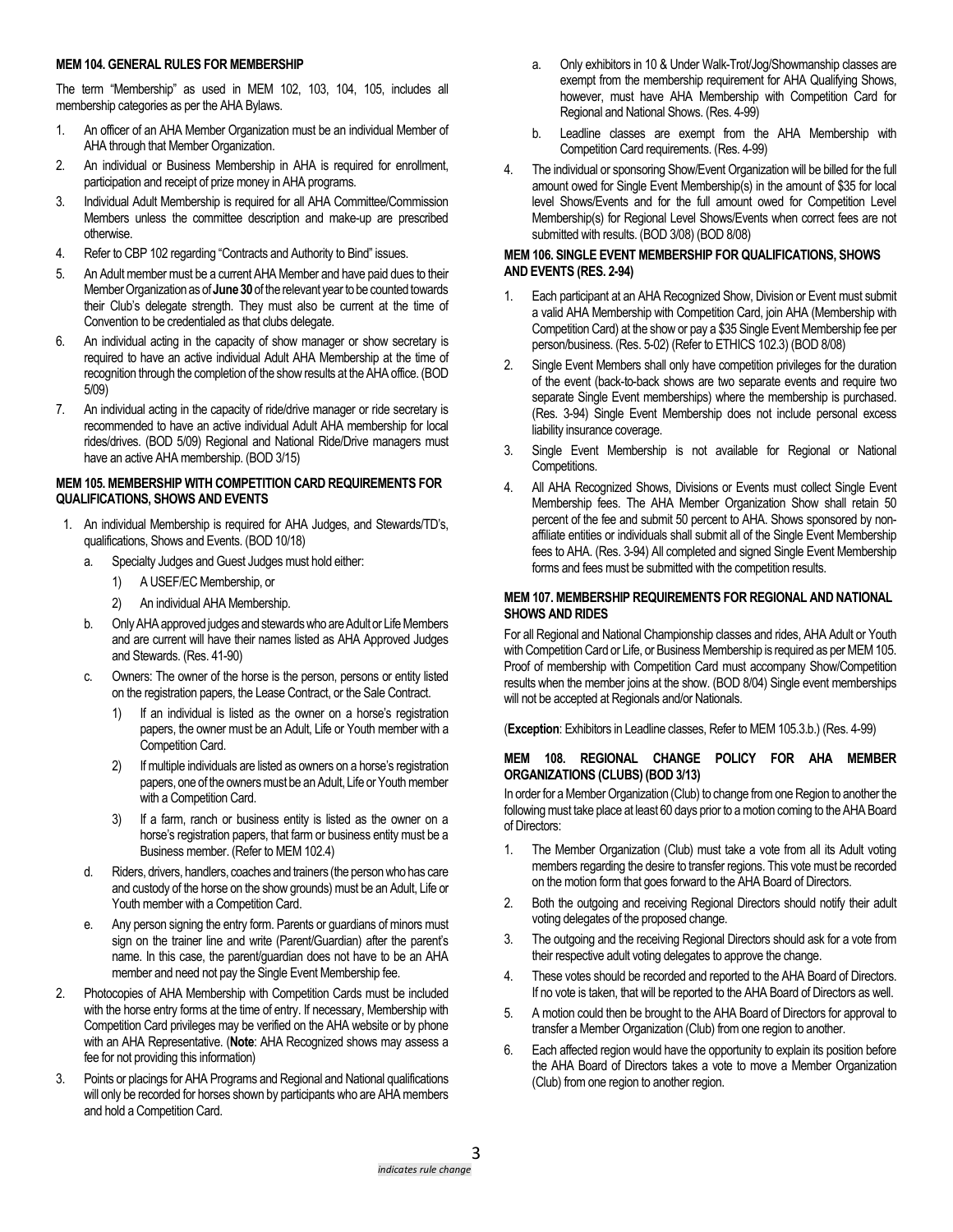## MEM 104. GENERAL RULES FOR MEMBERSHIP

The term "Membership" as used in MEM 102, 103, 104, 105, includes all membership categories as per the AHA Bylaws.

1. An officer of an AHA Member Organization must be an individual Member of AHA through that Member Organization.
2. An individual or Business Membership in AHA is required for enrollment, participation and receipt of prize money in AHA programs.
3. Individual Adult Membership is required for all AHA Committee/Commission Members unless the committee description and make-up are prescribed otherwise.
4. Refer to CBP 102 regarding "Contracts and Authority to Bind" issues.
5. An Adult member must be a current AHA Member and have paid dues to their Member Organization as of **June 30** of the relevant year to be counted towards their Club's delegate strength. They must also be current at the time of Convention to be credentialed as that clubs delegate.
6. An individual acting in the capacity of show manager or show secretary is required to have an active individual Adult AHA Membership at the time of recognition through the completion of the show results at the AHA office. (BOD 5/09)
7. An individual acting in the capacity of ride/drive manager or ride secretary is recommended to have an active individual Adult AHA membership for local rides/drives. (BOD 5/09) Regional and National Ride/Drive managers must have an active AHA membership. (BOD 3/15)

## MEM 105. MEMBERSHIP WITH COMPETITION CARD REQUIREMENTS FOR QUALIFICATIONS, SHOWS AND EVENTS

1. An individual Membership is required for AHA Judges, and Stewards/TD's, qualifications, Shows and Events. (BOD 10/18)
   a. Specialty Judges and Guest Judges must hold either:
      1) A USEF/EC Membership, or
      2) An individual AHA Membership.
   b. Only AHA approved judges and stewards who are Adult or Life Members and are current will have their names listed as AHA Approved Judges and Stewards. (Res. 41-90)
   c. Owners: The owner of the horse is the person, persons or entity listed on the registration papers, the Lease Contract, or the Sale Contract.
      1) If an individual is listed as the owner on a horse's registration papers, the owner must be an Adult, Life or Youth member with a Competition Card.
      2) If multiple individuals are listed as owners on a horse's registration papers, one of the owners must be an Adult, Life or Youth member with a Competition Card.
      3) If a farm, ranch or business entity is listed as the owner on a horse's registration papers, that farm or business entity must be a Business member. (Refer to MEM 102.4)
   d. Riders, drivers, handlers, coaches and trainers (the person who has care and custody of the horse on the show grounds) must be an Adult, Life or Youth member with a Competition Card.
   e. Any person signing the entry form. Parents or guardians of minors must sign on the trainer line and write (Parent/Guardian) after the parent's name. In this case, the parent/guardian does not have to be an AHA member and need not pay the Single Event Membership fee.
2. Photocopies of AHA Membership with Competition Cards must be included with the horse entry forms at the time of entry. If necessary, Membership with Competition Card privileges may be verified on the AHA website or by phone with an AHA Representative. (**Note**: AHA Recognized shows may assess a fee for not providing this information)
3. Points or placings for AHA Programs and Regional and National qualifications will only be recorded for horses shown by participants who are AHA members and hold a Competition Card.
   a. Only exhibitors in 10 & Under Walk-Trot/Jog/Showmanship classes are exempt from the membership requirement for AHA Qualifying Shows, however, must have AHA Membership with Competition Card for Regional and National Shows. (Res. 4-99)
   b. Leadline classes are exempt from the AHA Membership with Competition Card requirements. (Res. 4-99)
4. The individual or sponsoring Show/Event Organization will be billed for the full amount owed for Single Event Membership(s) in the amount of $35 for local level Shows/Events and for the full amount owed for Competition Level Membership(s) for Regional Level Shows/Events when correct fees are not submitted with results. (BOD 3/08) (BOD 8/08)

## MEM 106. SINGLE EVENT MEMBERSHIP FOR QUALIFICATIONS, SHOWS AND EVENTS (RES. 2-94)

1. Each participant at an AHA Recognized Show, Division or Event must submit a valid AHA Membership with Competition Card, join AHA (Membership with Competition Card) at the show or pay a $35 Single Event Membership fee per person/business. (Res. 5-02) (Refer to ETHICS 102.3) (BOD 8/08)
2. Single Event Members shall only have competition privileges for the duration of the event (back-to-back shows are two separate events and require two separate Single Event memberships) where the membership is purchased. (Res. 3-94) Single Event Membership does not include personal excess liability insurance coverage.
3. Single Event Membership is not available for Regional or National Competitions.
4. All AHA Recognized Shows, Divisions or Events must collect Single Event Membership fees. The AHA Member Organization Show shall retain 50 percent of the fee and submit 50 percent to AHA. Shows sponsored by non-affiliate entities or individuals shall submit all of the Single Event Membership fees to AHA. (Res. 3-94) All completed and signed Single Event Membership forms and fees must be submitted with the competition results.

## MEM 107. MEMBERSHIP REQUIREMENTS FOR REGIONAL AND NATIONAL SHOWS AND RIDES

For all Regional and National Championship classes and rides, AHA Adult or Youth with Competition Card or Life, or Business Membership is required as per MEM 105. Proof of membership with Competition Card must accompany Show/Competition results when the member joins at the show. (BOD 8/04) Single event memberships will not be accepted at Regionals and/or Nationals.

(**Exception**: Exhibitors in Leadline classes, Refer to MEM 105.3.b.) (Res. 4-99)

## MEM 108. REGIONAL CHANGE POLICY FOR AHA MEMBER ORGANIZATIONS (CLUBS) (BOD 3/13)

In order for a Member Organization (Club) to change from one Region to another the following must take place at least 60 days prior to a motion coming to the AHA Board of Directors:

1. The Member Organization (Club) must take a vote from all its Adult voting members regarding the desire to transfer regions. This vote must be recorded on the motion form that goes forward to the AHA Board of Directors.
2. Both the outgoing and receiving Regional Directors should notify their adult voting delegates of the proposed change.
3. The outgoing and the receiving Regional Directors should ask for a vote from their respective adult voting delegates to approve the change.
4. These votes should be recorded and reported to the AHA Board of Directors. If no vote is taken, that will be reported to the AHA Board of Directors as well.
5. A motion could then be brought to the AHA Board of Directors for approval to transfer a Member Organization (Club) from one region to another.
6. Each affected region would have the opportunity to explain its position before the AHA Board of Directors takes a vote to move a Member Organization (Club) from one region to another region.

*indicates rule change*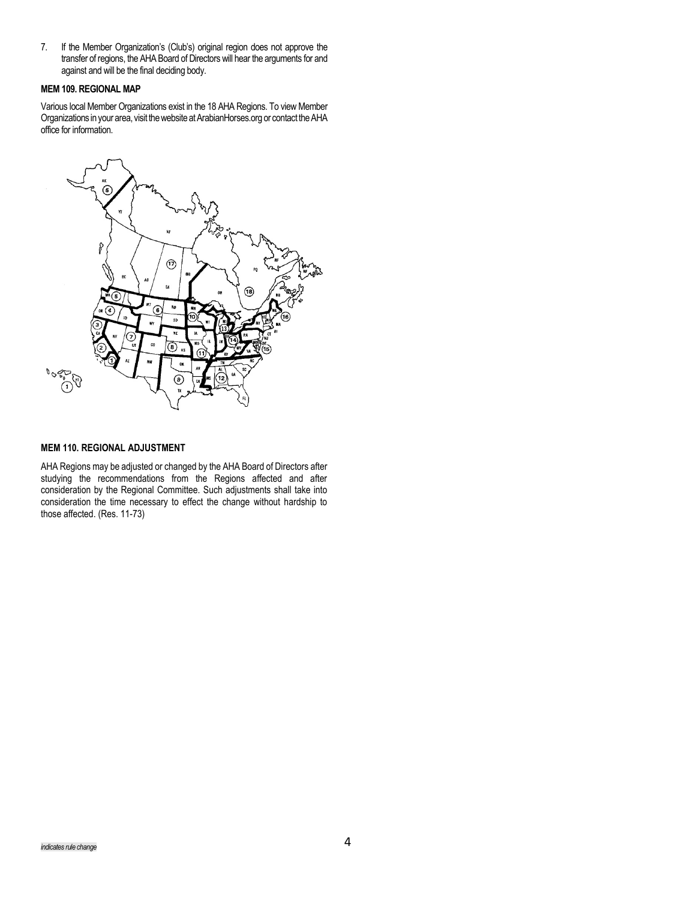7. If the Member Organization's (Club's) original region does not approve the transfer of regions, the AHA Board of Directors will hear the arguments for and against and will be the final deciding body.

**MEM 109. REGIONAL MAP**

Various local Member Organizations exist in the 18 AHA Regions. To view Member Organizations in your area, visit the website at ArabianHorses.org or contact the AHA office for information.

**MEM 110. REGIONAL ADJUSTMENT**

AHA Regions may be adjusted or changed by the AHA Board of Directors after studying the recommendations from the Regions affected and after consideration by the Regional Committee. Such adjustments shall take into consideration the time necessary to effect the change without hardship to those affected. (Res. 11-73)

*indicates rule change*